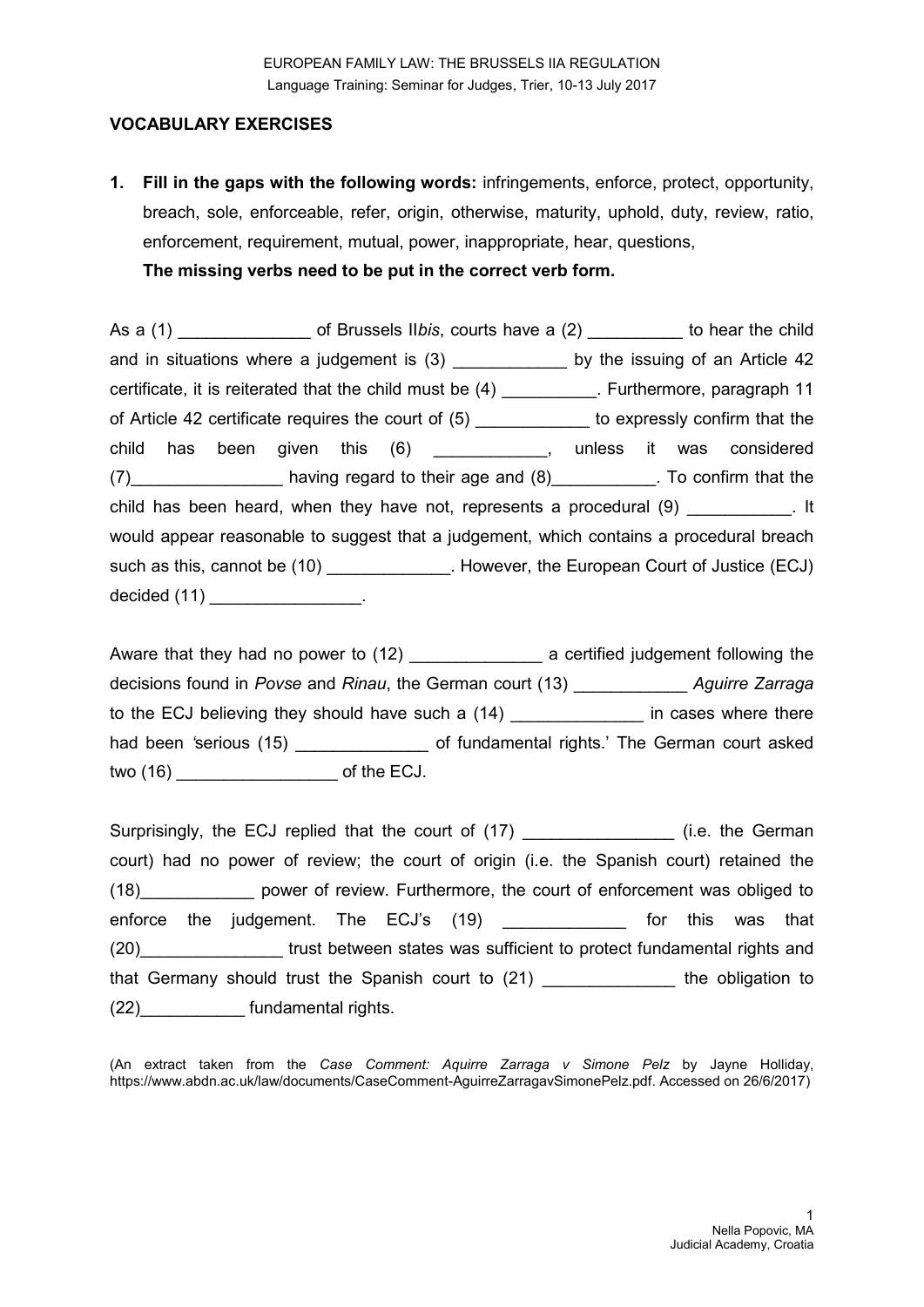EUROPEAN FAMILY LAW: THE BRUSSELS IIA REGULATION

Language Training: Seminar for Judges, Trier, 10-13 July 2017

## VOCABULARY EXERCISES

1. **Fill in the gaps with the following words:** infringements, enforce, protect, opportunity, breach, sole, enforceable, refer, origin, otherwise, maturity, uphold, duty, review, ratio, enforcement, requirement, mutual, power, inappropriate, hear, questions,
   **The missing verbs need to be put in the correct verb form.**

As a (1) ______________ of Brussels II*bis*, courts have a (2) __________ to hear the child and in situations where a judgement is (3) ____________ by the issuing of an Article 42 certificate, it is reiterated that the child must be (4) __________. Furthermore, paragraph 11 of Article 42 certificate requires the court of (5) ____________ to expressly confirm that the child has been given this (6) ____________, unless it was considered (7)________________ having regard to their age and (8)___________. To confirm that the child has been heard, when they have not, represents a procedural (9) ___________. It would appear reasonable to suggest that a judgement, which contains a procedural breach such as this, cannot be (10) _____________. However, the European Court of Justice (ECJ) decided (11) ________________.

Aware that they had no power to (12) ______________ a certified judgement following the decisions found in *Povse* and *Rinau*, the German court (13) ____________ *Aguirre Zarraga* to the ECJ believing they should have such a (14) ______________ in cases where there had been 'serious (15) ______________ of fundamental rights.' The German court asked two (16) _________________ of the ECJ.

Surprisingly, the ECJ replied that the court of (17) ________________ (i.e. the German court) had no power of review; the court of origin (i.e. the Spanish court) retained the (18)____________ power of review. Furthermore, the court of enforcement was obliged to enforce the judgement. The ECJ's (19) _____________ for this was that (20)_______________ trust between states was sufficient to protect fundamental rights and that Germany should trust the Spanish court to (21) ______________ the obligation to (22)___________ fundamental rights.

(An extract taken from the *Case Comment: Aquirre Zarraga v Simone Pelz* by Jayne Holliday, https://www.abdn.ac.uk/law/documents/CaseComment-AguirreZarragavSimonePelz.pdf. Accessed on 26/6/2017)

Nella Popovic, MA
Judicial Academy, Croatia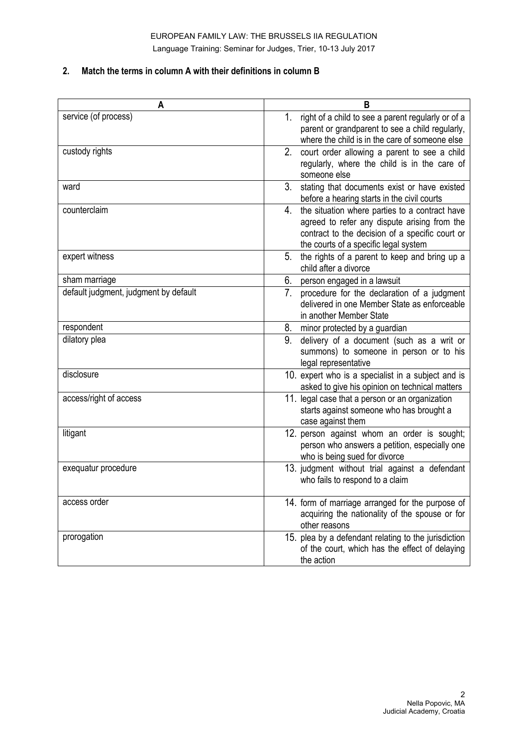**2. Match the terms in column A with their definitions in column B**

| A | B |
|---|---|
| service (of process) | 1. right of a child to see a parent regularly or of a parent or grandparent to see a child regularly, where the child is in the care of someone else |
| custody rights | 2. court order allowing a parent to see a child regularly, where the child is in the care of someone else |
| ward | 3. stating that documents exist or have existed before a hearing starts in the civil courts |
| counterclaim | 4. the situation where parties to a contract have agreed to refer any dispute arising from the contract to the decision of a specific court or the courts of a specific legal system |
| expert witness | 5. the rights of a parent to keep and bring up a child after a divorce |
| sham marriage | 6. person engaged in a lawsuit |
| default judgment, judgment by default | 7. procedure for the declaration of a judgment delivered in one Member State as enforceable in another Member State |
| respondent | 8. minor protected by a guardian |
| dilatory plea | 9. delivery of a document (such as a writ or summons) to someone in person or to his legal representative |
| disclosure | 10. expert who is a specialist in a subject and is asked to give his opinion on technical matters |
| access/right of access | 11. legal case that a person or an organization starts against someone who has brought a case against them |
| litigant | 12. person against whom an order is sought; person who answers a petition, especially one who is being sued for divorce |
| exequatur procedure | 13. judgment without trial against a defendant who fails to respond to a claim |
| access order | 14. form of marriage arranged for the purpose of acquiring the nationality of the spouse or for other reasons |
| prorogation | 15. plea by a defendant relating to the jurisdiction of the court, which has the effect of delaying the action |

Nella Popovic, MA
Judicial Academy, Croatia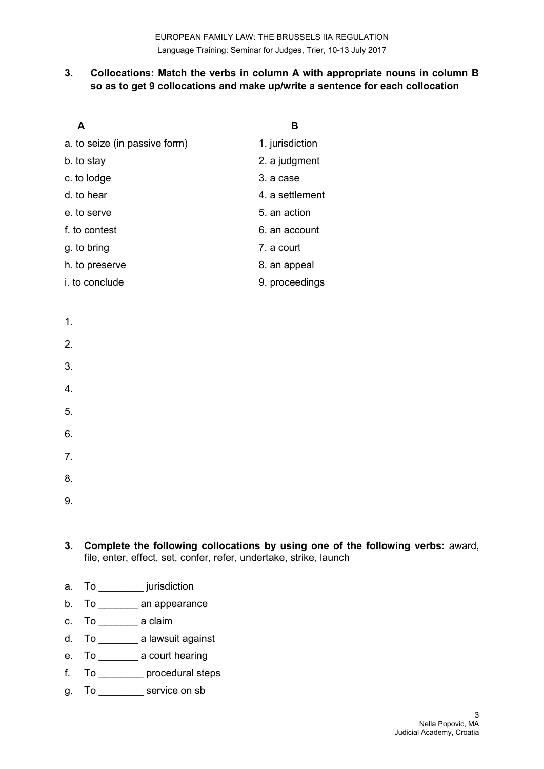**3. Collocations: Match the verbs in column A with appropriate nouns in column B so as to get 9 collocations and make up/write a sentence for each collocation**

| A | B |
| --- | --- |
| a. to seize (in passive form) | 1. jurisdiction |
| b. to stay | 2. a judgment |
| c. to lodge | 3. a case |
| d. to hear | 4. a settlement |
| e. to serve | 5. an action |
| f. to contest | 6. an account |
| g. to bring | 7. a court |
| h. to preserve | 8. an appeal |
| i. to conclude | 9. proceedings |

1.

2.

3.

4.

5.

6.

7.

8.

9.

**3. Complete the following collocations by using one of the following verbs:** award, file, enter, effect, set, confer, refer, undertake, strike, launch

a. To ________ jurisdiction

b. To _______ an appearance

c. To _______ a claim

d. To _______ a lawsuit against

e. To _______ a court hearing

f. To ________ procedural steps

g. To ________ service on sb

Nella Popovic, MA
Judicial Academy, Croatia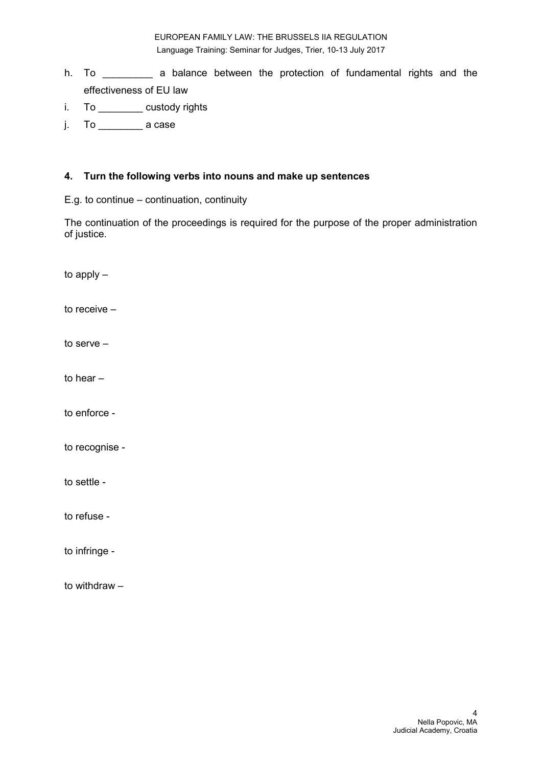h. To _________ a balance between the protection of fundamental rights and the effectiveness of EU law
i. To ________ custody rights
j. To ________ a case

## 4. Turn the following verbs into nouns and make up sentences

E.g. to continue – continuation, continuity

The continuation of the proceedings is required for the purpose of the proper administration of justice.

to apply –

to receive –

to serve –

to hear –

to enforce -

to recognise -

to settle -

to refuse -

to infringe -

to withdraw –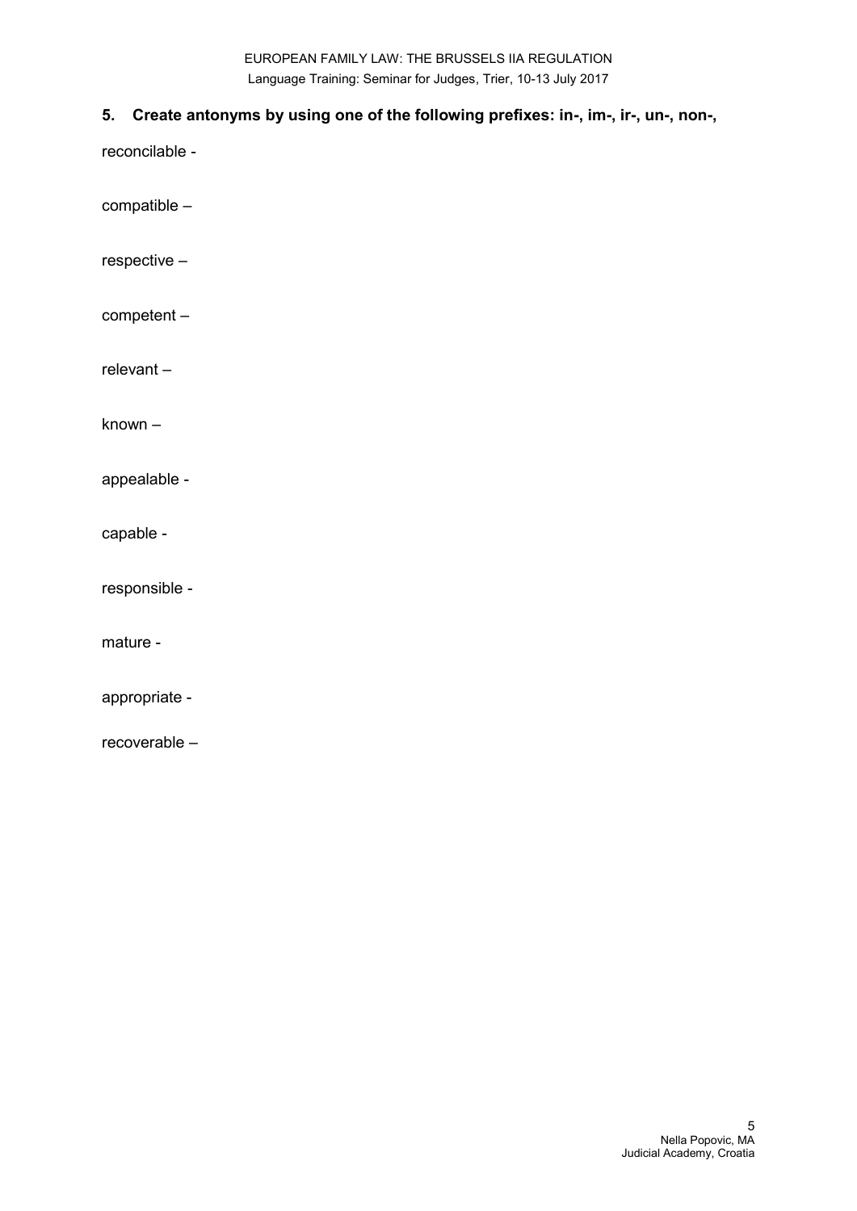## 5. Create antonyms by using one of the following prefixes: in-, im-, ir-, un-, non-,

reconcilable -

compatible –

respective –

competent –

relevant –

known –

appealable -

capable -

responsible -

mature -

appropriate -

recoverable –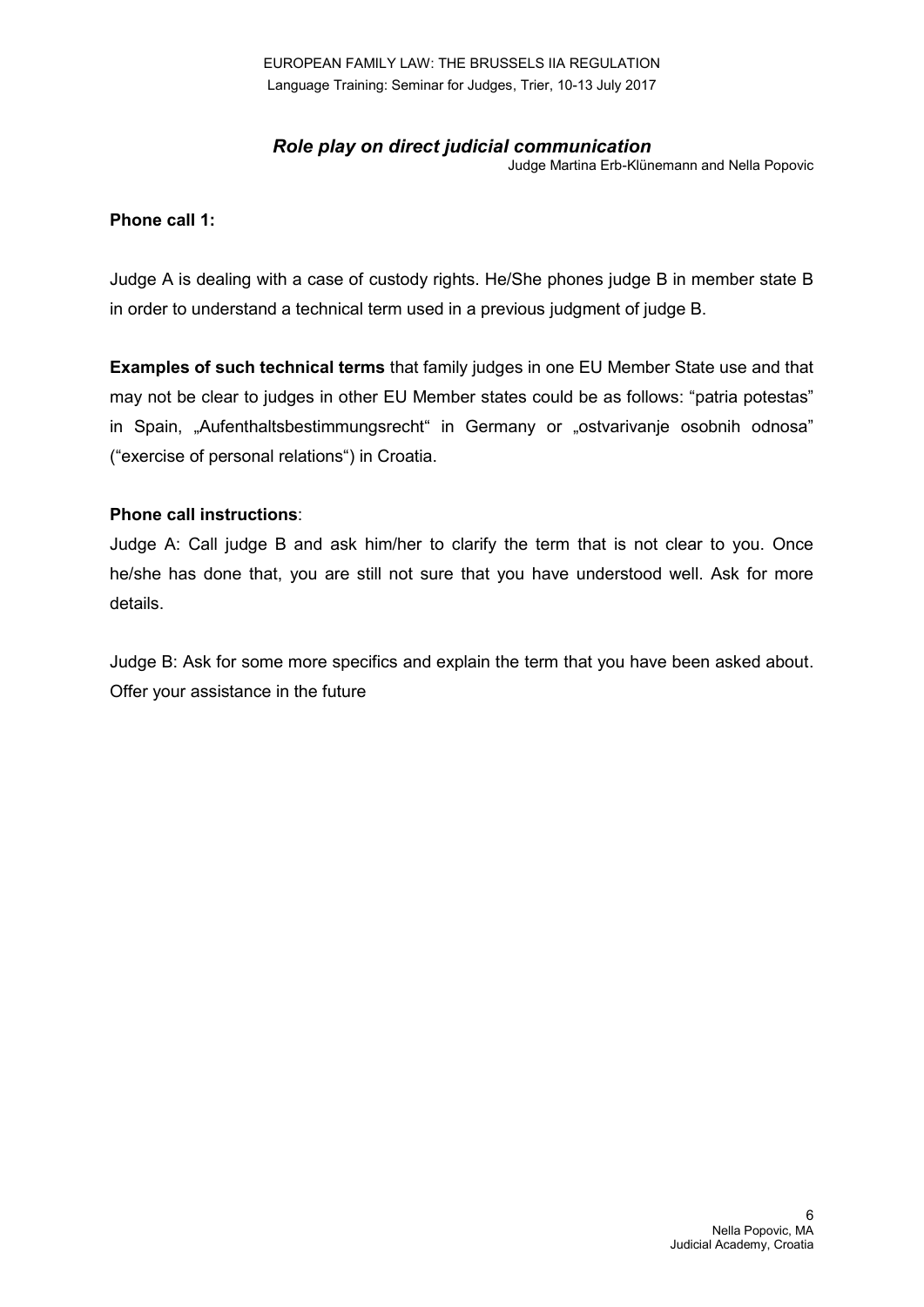EUROPEAN FAMILY LAW: THE BRUSSELS IIA REGULATION
Language Training: Seminar for Judges, Trier, 10-13 July 2017

## *Role play on direct judicial communication*

Judge Martina Erb-Klünemann and Nella Popovic

**Phone call 1:**

Judge A is dealing with a case of custody rights. He/She phones judge B in member state B in order to understand a technical term used in a previous judgment of judge B.

**Examples of such technical terms** that family judges in one EU Member State use and that may not be clear to judges in other EU Member states could be as follows: "patria potestas" in Spain, „Aufenthaltsbestimmungsrecht" in Germany or „ostvarivanje osobnih odnosa" ("exercise of personal relations") in Croatia.

**Phone call instructions**:

Judge A: Call judge B and ask him/her to clarify the term that is not clear to you. Once he/she has done that, you are still not sure that you have understood well. Ask for more details.

Judge B: Ask for some more specifics and explain the term that you have been asked about. Offer your assistance in the future

Nella Popovic, MA
Judicial Academy, Croatia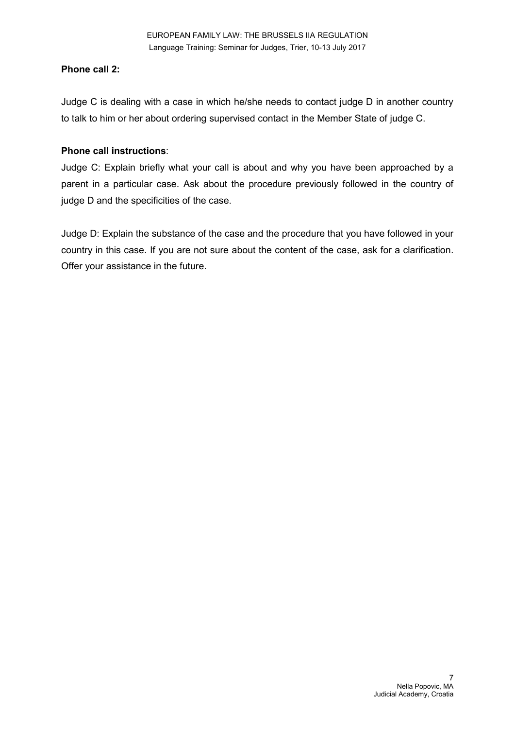**Phone call 2:**

Judge C is dealing with a case in which he/she needs to contact judge D in another country to talk to him or her about ordering supervised contact in the Member State of judge C.

**Phone call instructions**:

Judge C: Explain briefly what your call is about and why you have been approached by a parent in a particular case. Ask about the procedure previously followed in the country of judge D and the specificities of the case.

Judge D: Explain the substance of the case and the procedure that you have followed in your country in this case. If you are not sure about the content of the case, ask for a clarification. Offer your assistance in the future.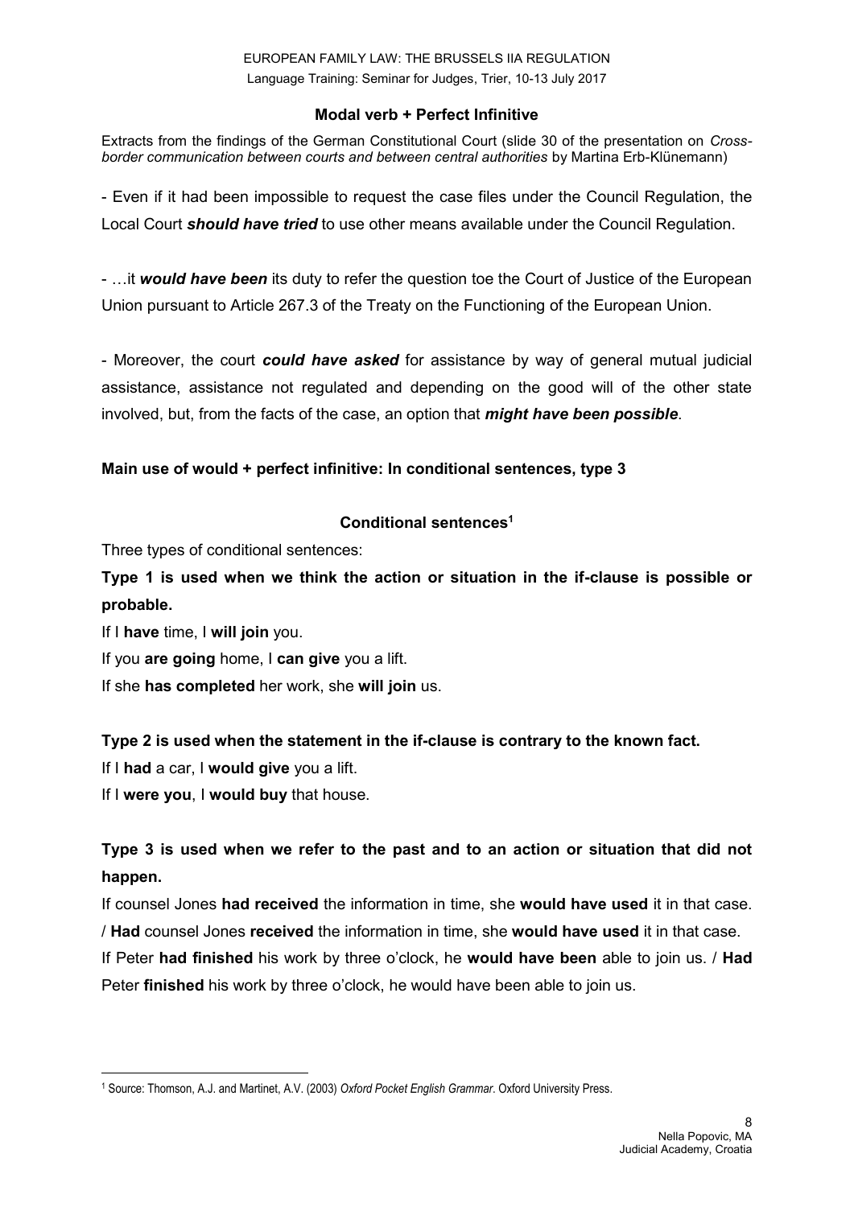### Modal verb + Perfect Infinitive

Extracts from the findings of the German Constitutional Court (slide 30 of the presentation on *Cross-border communication between courts and between central authorities* by Martina Erb-Klünemann)

- Even if it had been impossible to request the case files under the Council Regulation, the Local Court ***should have tried*** to use other means available under the Council Regulation.

- …it ***would have been*** its duty to refer the question toe the Court of Justice of the European Union pursuant to Article 267.3 of the Treaty on the Functioning of the European Union.

- Moreover, the court ***could have asked*** for assistance by way of general mutual judicial assistance, assistance not regulated and depending on the good will of the other state involved, but, from the facts of the case, an option that ***might have been possible***.

**Main use of would + perfect infinitive: In conditional sentences, type 3**

### Conditional sentences[1]

Three types of conditional sentences:

**Type 1 is used when we think the action or situation in the if-clause is possible or probable.**

If I **have** time, I **will join** you.

If you **are going** home, I **can give** you a lift.

If she **has completed** her work, she **will join** us.

**Type 2 is used when the statement in the if-clause is contrary to the known fact.**

If I **had** a car, I **would give** you a lift.

If I **were you**, I **would buy** that house.

**Type 3 is used when we refer to the past and to an action or situation that did not happen.**

If counsel Jones **had received** the information in time, she **would have used** it in that case. / **Had** counsel Jones **received** the information in time, she **would have used** it in that case.

If Peter **had finished** his work by three o'clock, he **would have been** able to join us. / **Had** Peter **finished** his work by three o'clock, he would have been able to join us.

---

[1] Source: Thomson, A.J. and Martinet, A.V. (2003) *Oxford Pocket English Grammar*. Oxford University Press.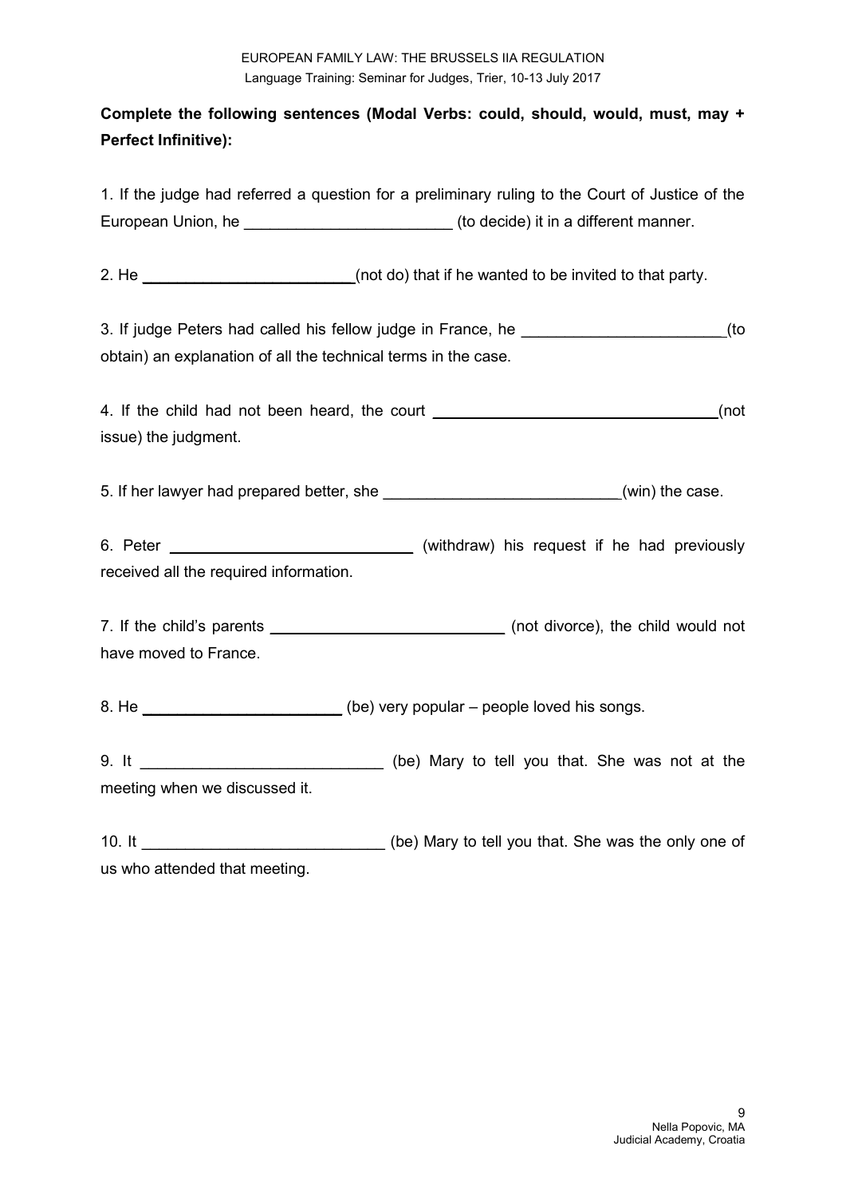**Complete the following sentences (Modal Verbs: could, should, would, must, may + Perfect Infinitive):**

1. If the judge had referred a question for a preliminary ruling to the Court of Justice of the European Union, he ________________________ (to decide) it in a different manner.

2. He ________________________ (not do) that if he wanted to be invited to that party.

3. If judge Peters had called his fellow judge in France, he ________________________ (to obtain) an explanation of all the technical terms in the case.

4. If the child had not been heard, the court ________________________ (not issue) the judgment.

5. If her lawyer had prepared better, she ________________________ (win) the case.

6. Peter ________________________ (withdraw) his request if he had previously received all the required information.

7. If the child's parents ________________________ (not divorce), the child would not have moved to France.

8. He ________________________ (be) very popular – people loved his songs.

9. It ________________________ (be) Mary to tell you that. She was not at the meeting when we discussed it.

10. It ________________________ (be) Mary to tell you that. She was the only one of us who attended that meeting.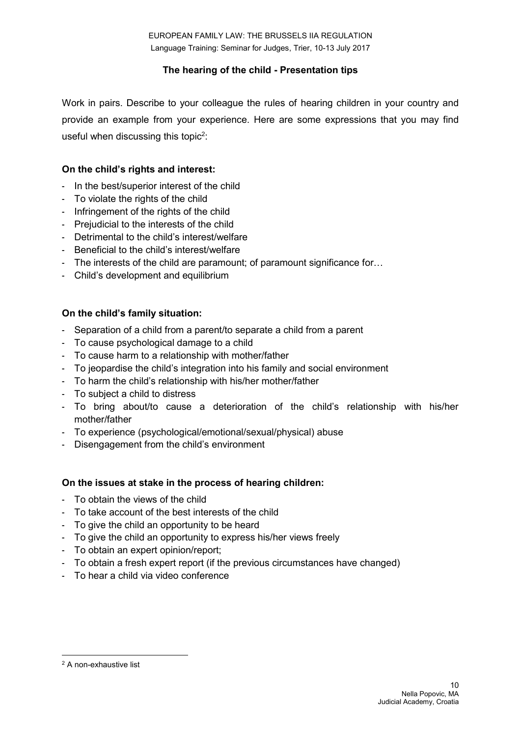EUROPEAN FAMILY LAW: THE BRUSSELS IIA REGULATION

Language Training: Seminar for Judges, Trier, 10-13 July 2017

### The hearing of the child - Presentation tips

Work in pairs. Describe to your colleague the rules of hearing children in your country and provide an example from your experience. Here are some expressions that you may find useful when discussing this topic[2]:

**On the child's rights and interest:**

- In the best/superior interest of the child
- To violate the rights of the child
- Infringement of the rights of the child
- Prejudicial to the interests of the child
- Detrimental to the child's interest/welfare
- Beneficial to the child's interest/welfare
- The interests of the child are paramount; of paramount significance for…
- Child's development and equilibrium

**On the child's family situation:**

- Separation of a child from a parent/to separate a child from a parent
- To cause psychological damage to a child
- To cause harm to a relationship with mother/father
- To jeopardise the child's integration into his family and social environment
- To harm the child's relationship with his/her mother/father
- To subject a child to distress
- To bring about/to cause a deterioration of the child's relationship with his/her mother/father
- To experience (psychological/emotional/sexual/physical) abuse
- Disengagement from the child's environment

**On the issues at stake in the process of hearing children:**

- To obtain the views of the child
- To take account of the best interests of the child
- To give the child an opportunity to be heard
- To give the child an opportunity to express his/her views freely
- To obtain an expert opinion/report;
- To obtain a fresh expert report (if the previous circumstances have changed)
- To hear a child via video conference

[2] A non-exhaustive list

Nella Popovic, MA
Judicial Academy, Croatia